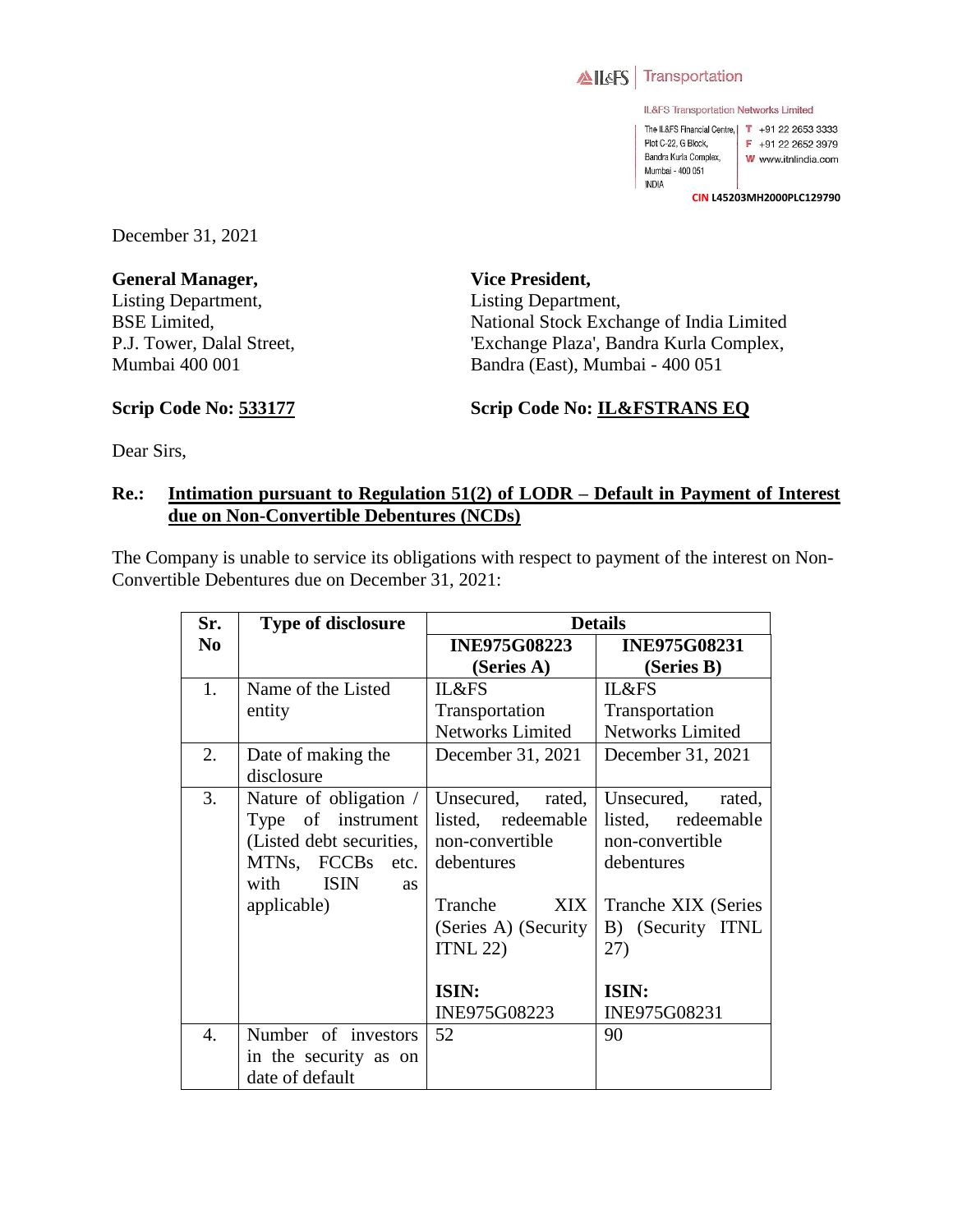IL&FS | Transportation

IL&FS Transportation Networks Limited

The IL&FS Financial Centre, Plot C-22, G Block, Bandra Kurla Complex, Mumbai - 400 051 INDIA

T +91 22 2653 3333
F +91 22 2652 3979
W www.itnlindia.com

CIN L45203MH2000PLC129790

December 31, 2021

**General Manager,**
Listing Department,
BSE Limited,
P.J. Tower, Dalal Street,
Mumbai 400 001

**Scrip Code No: 533177**

**Vice President,**
Listing Department,
National Stock Exchange of India Limited
'Exchange Plaza', Bandra Kurla Complex,
Bandra (East), Mumbai - 400 051

**Scrip Code No: IL&FSTRANS EQ**

Dear Sirs,

**Re.: Intimation pursuant to Regulation 51(2) of LODR – Default in Payment of Interest due on Non-Convertible Debentures (NCDs)**

The Company is unable to service its obligations with respect to payment of the interest on Non-Convertible Debentures due on December 31, 2021:

| Sr. No | Type of disclosure | Details | |
|---|---|---|---|
| | | **INE975G08223 (Series A)** | **INE975G08231 (Series B)** |
| 1. | Name of the Listed entity | IL&FS Transportation Networks Limited | IL&FS Transportation Networks Limited |
| 2. | Date of making the disclosure | December 31, 2021 | December 31, 2021 |
| 3. | Nature of obligation / Type of instrument (Listed debt securities, MTNs, FCCBs etc. with ISIN as applicable) | Unsecured, rated, listed, redeemable non-convertible debentures<br><br>Tranche XIX (Series A) (Security ITNL 22)<br><br>**ISIN:** INE975G08223 | Unsecured, rated, listed, redeemable non-convertible debentures<br><br>Tranche XIX (Series B) (Security ITNL 27)<br><br>**ISIN:** INE975G08231 |
| 4. | Number of investors in the security as on date of default | 52 | 90 |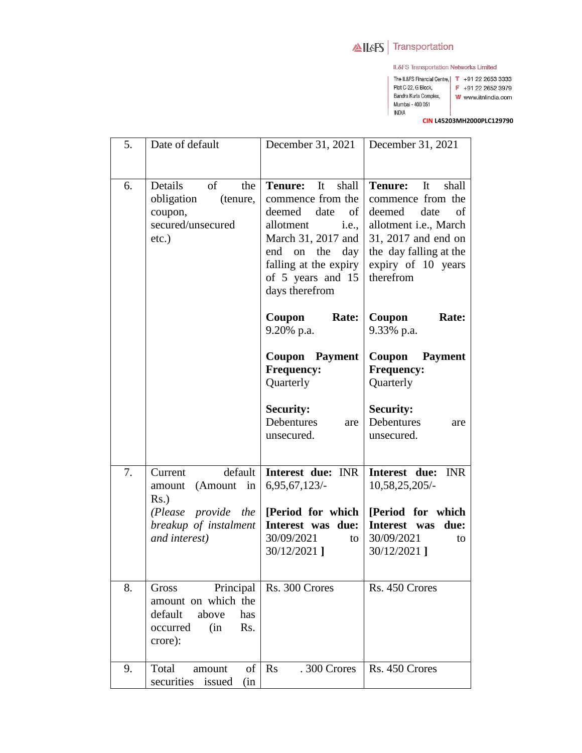IL&FS Transportation

IL&FS Transportation Networks Limited

The IL&FS Financial Centre, Plot C-22, G Block, Bandra Kurla Complex, Mumbai - 400 051 INDIA

T +91 22 2653 3333
F +91 22 2652 3979
W www.itnlindia.com

CIN L45203MH2000PLC129790

| | | | |
|---|---|---|---|
| 5. | Date of default | December 31, 2021 | December 31, 2021 |
| 6. | Details of the obligation (tenure, coupon, secured/unsecured etc.) | **Tenure:** It shall commence from the deemed date of allotment i.e., March 31, 2017 and end on the day falling at the expiry of 5 years and 15 days therefrom<br><br>**Coupon Rate:** 9.20% p.a.<br><br>**Coupon Payment Frequency:** Quarterly<br><br>**Security:** Debentures are unsecured. | **Tenure:** It shall commence from the deemed date of allotment i.e., March 31, 2017 and end on the day falling at the expiry of 10 years therefrom<br><br>**Coupon Rate:** 9.33% p.a.<br><br>**Coupon Payment Frequency:** Quarterly<br><br>**Security:** Debentures are unsecured. |
| 7. | Current default amount (Amount in Rs.)<br>*(Please provide the breakup of instalment and interest)* | **Interest due:** INR 6,95,67,123/-<br><br>**[Period for which Interest was due:** 30/09/2021 to 30/12/2021 **]** | **Interest due:** INR 10,58,25,205/-<br><br>**[Period for which Interest was due:** 30/09/2021 to 30/12/2021 **]** |
| 8. | Gross Principal amount on which the default above has occurred (in Rs. crore): | Rs. 300 Crores | Rs. 450 Crores |
| 9. | Total amount of securities issued (in | Rs . 300 Crores | Rs. 450 Crores |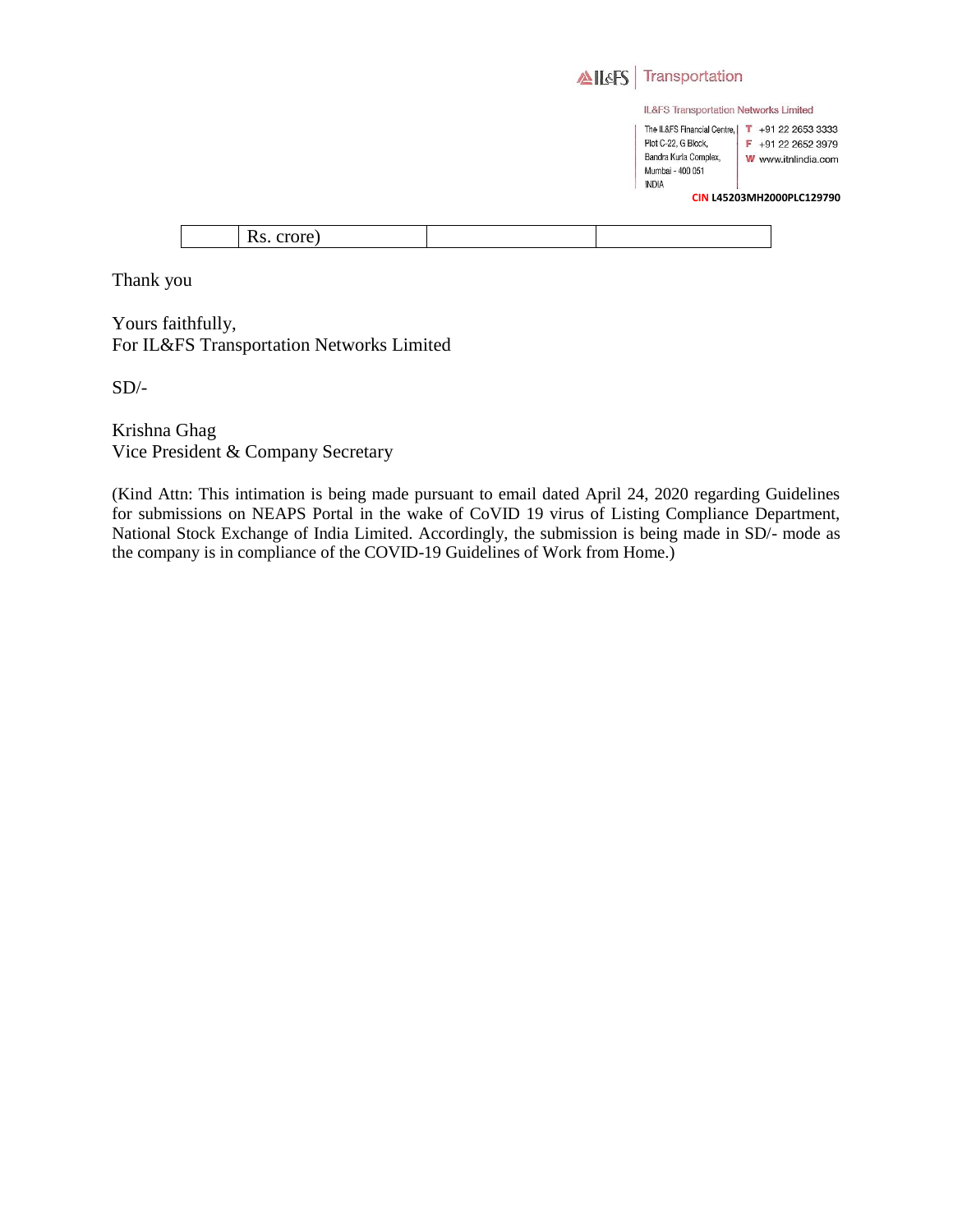| | | | |
|---|---|---|---|
| | Rs. crore) | | |

Thank you

Yours faithfully,
For IL&FS Transportation Networks Limited

SD/-

Krishna Ghag
Vice President & Company Secretary

(Kind Attn: This intimation is being made pursuant to email dated April 24, 2020 regarding Guidelines for submissions on NEAPS Portal in the wake of CoVID 19 virus of Listing Compliance Department, National Stock Exchange of India Limited. Accordingly, the submission is being made in SD/- mode as the company is in compliance of the COVID-19 Guidelines of Work from Home.)